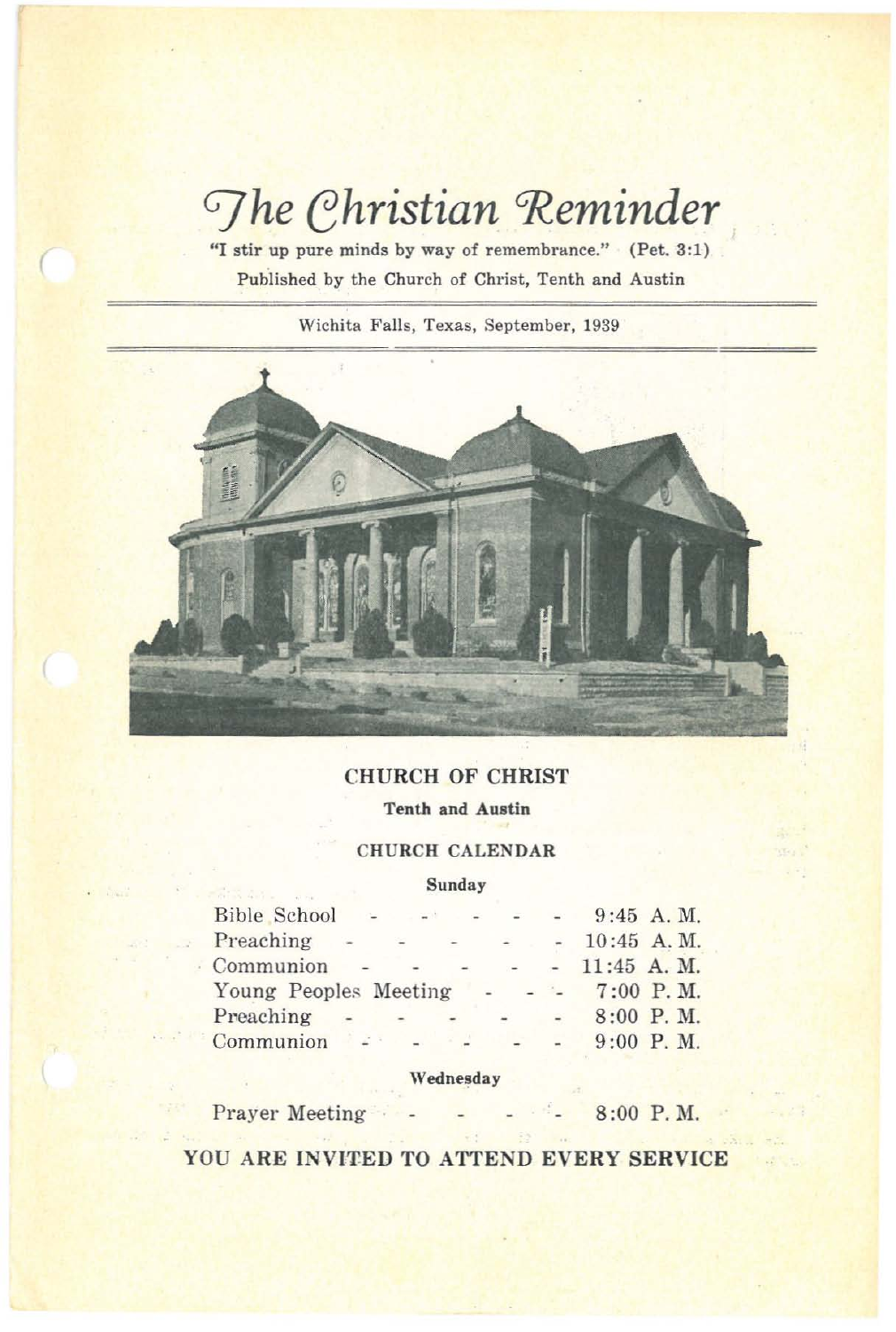# *The Christian Reminder*

"I stir up pure minds by way of remembrance." (Pet. 3:1)

Published by the Church of Christ, Tenth and Austin

Wichita Falls, Texas, September, 1939

## CHURCH OF CHRIST

**Tenth and Austin**

### CHURCH CALENDAR

**Sunday**

| | |
|---|---|
| Bible School | 9:45 A. M. |
| Preaching | 10:45 A. M. |
| Communion | 11:45 A. M. |
| Young Peoples Meeting | 7:00 P. M. |
| Preaching | 8:00 P. M. |
| Communion | 9:00 P. M. |

**Wednesday**

| | |
|---|---|
| Prayer Meeting | 8:00 P. M. |

**YOU ARE INVITED TO ATTEND EVERY SERVICE**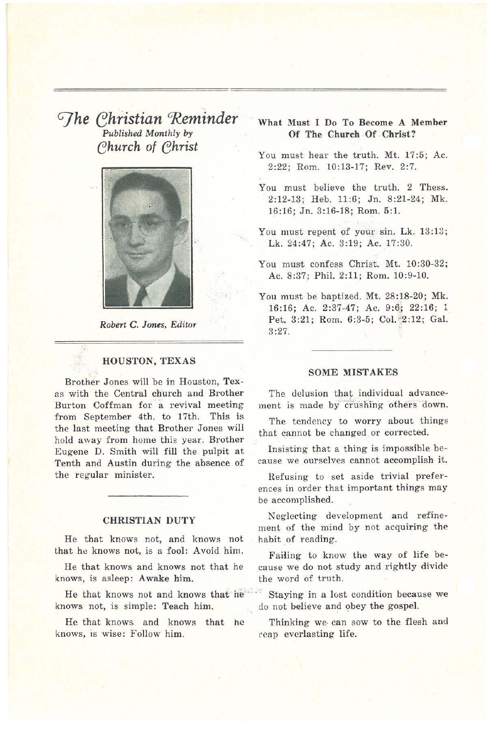# *The Christian Reminder*

*Published Monthly by*

*Church of Christ*

*Robert C. Jones, Editor*

## HOUSTON, TEXAS

Brother Jones will be in Houston, Texas with the Central church and Brother Burton Coffman for a revival meeting from September 4th. to 17th. This is the last meeting that Brother Jones will hold away from home this year. Brother Eugene D. Smith will fill the pulpit at Tenth and Austin during the absence of the regular minister.

## CHRISTIAN DUTY

He that knows not, and knows not that he knows not, is a fool: Avoid him.

He that knows and knows not that he knows, is asleep: Awake him.

He that knows not and knows that he knows not, is simple: Teach him.

He that knows and knows that he knows, is wise: Follow him.

## What Must I Do To Become A Member Of The Church Of Christ?

You must hear the truth. Mt. 17:5; Ac. 2:22; Rom. 10:13-17; Rev. 2:7.

You must believe the truth. 2 Thess. 2:12-13; Heb. 11:6; Jn. 8:21-24; Mk. 16:16; Jn. 3:16-18; Rom. 5:1.

You must repent of your sin. Lk. 13:13; Lk. 24:47; Ac. 3:19; Ac. 17:30.

You must confess Christ. Mt. 10:30-32; Ac. 8:37; Phil. 2:11; Rom. 10:9-10.

You must be baptized. Mt. 28:18-20; Mk. 16:16; Ac. 2:37-47; Ac. 9:6; 22:16; 1 Pet. 3:21; Rom. 6:3-5; Col. 2:12; Gal. 3:27.

## SOME MISTAKES

The delusion that individual advancement is made by crushing others down.

The tendency to worry about things that cannot be changed or corrected.

Insisting that a thing is impossible because we ourselves cannot accomplish it.

Refusing to set aside trivial preferences in order that important things may be accomplished.

Neglecting development and refinement of the mind by not acquiring the habit of reading.

Failing to know the way of life because we do not study and rightly divide the word of truth.

Staying in a lost condition because we do not believe and obey the gospel.

Thinking we can sow to the flesh and reap everlasting life.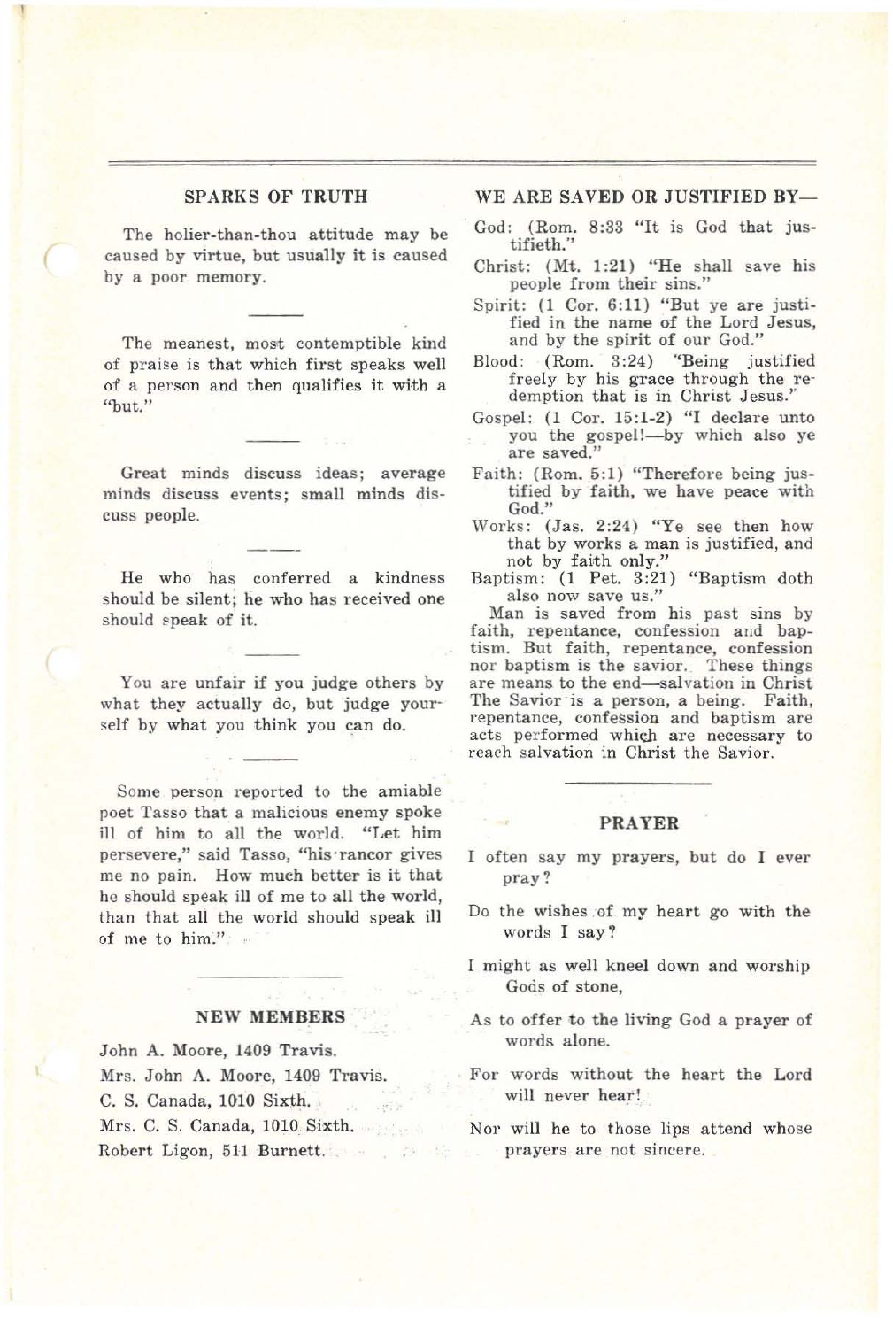## SPARKS OF TRUTH

The holier-than-thou attitude may be caused by virtue, but usually it is caused by a poor memory.

---

The meanest, most contemptible kind of praise is that which first speaks well of a person and then qualifies it with a "but."

---

Great minds discuss ideas; average minds discuss events; small minds discuss people.

---

He who has conferred a kindness should be silent; he who has received one should speak of it.

---

You are unfair if you judge others by what they actually do, but judge yourself by what you think you can do.

---

Some person reported to the amiable poet Tasso that a malicious enemy spoke ill of him to all the world. "Let him persevere," said Tasso, "his rancor gives me no pain. How much better is it that he should speak ill of me to all the world, than that all the world should speak ill of me to him."

---

## NEW MEMBERS

John A. Moore, 1409 Travis.
Mrs. John A. Moore, 1409 Travis.
C. S. Canada, 1010 Sixth.
Mrs. C. S. Canada, 1010 Sixth.
Robert Ligon, 511 Burnett.

## WE ARE SAVED OR JUSTIFIED BY—

God: (Rom. 8:33 "It is God that justifieth."

Christ: (Mt. 1:21) "He shall save his people from their sins."

Spirit: (1 Cor. 6:11) "But ye are justified in the name of the Lord Jesus, and by the spirit of our God."

Blood: (Rom. 3:24) "Being justified freely by his grace through the redemption that is in Christ Jesus."

Gospel: (1 Cor. 15:1-2) "I declare unto you the gospel!—by which also ye are saved."

Faith: (Rom. 5:1) "Therefore being justified by faith, we have peace with God."

Works: (Jas. 2:24) "Ye see then how that by works a man is justified, and not by faith only."

Baptism: (1 Pet. 3:21) "Baptism doth also now save us."

Man is saved from his past sins by faith, repentance, confession and baptism. But faith, repentance, confession nor baptism is the savior. These things are means to the end—salvation in Christ The Savior is a person, a being. Faith, repentance, confession and baptism are acts performed which are necessary to reach salvation in Christ the Savior.

---

## PRAYER

I often say my prayers, but do I ever pray?

Do the wishes of my heart go with the words I say?

I might as well kneel down and worship Gods of stone,

As to offer to the living God a prayer of words alone.

For words without the heart the Lord will never hear!

Nor will he to those lips attend whose prayers are not sincere.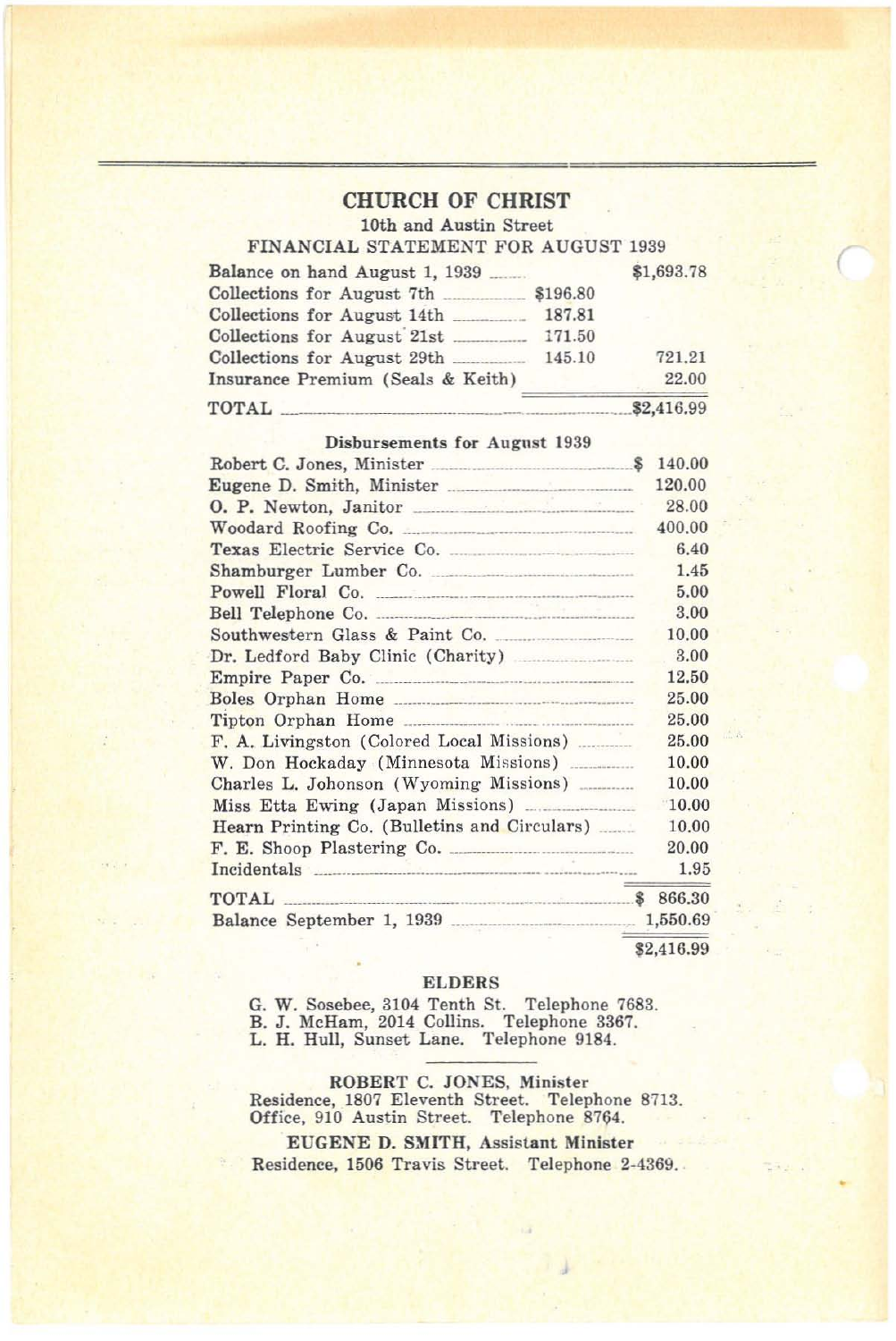## CHURCH OF CHRIST

10th and Austin Street

FINANCIAL STATEMENT FOR AUGUST 1939

| | | |
|---|---|---|
| Balance on hand August 1, 1939 | | $1,693.78 |
| Collections for August 7th | $196.80 | |
| Collections for August 14th | 187.81 | |
| Collections for August 21st | 171.50 | |
| Collections for August 29th | 145.10 | 721.21 |
| Insurance Premium (Seals & Keith) | | 22.00 |
| TOTAL | | $2,416.99 |

### Disbursements for August 1939

| | |
|---|---|
| Robert C. Jones, Minister | $ 140.00 |
| Eugene D. Smith, Minister | 120.00 |
| O. P. Newton, Janitor | 28.00 |
| Woodard Roofing Co. | 400.00 |
| Texas Electric Service Co. | 6.40 |
| Shamburger Lumber Co. | 1.45 |
| Powell Floral Co. | 5.00 |
| Bell Telephone Co. | 3.00 |
| Southwestern Glass & Paint Co. | 10.00 |
| Dr. Ledford Baby Clinic (Charity) | 3.00 |
| Empire Paper Co. | 12.50 |
| Boles Orphan Home | 25.00 |
| Tipton Orphan Home | 25.00 |
| F. A. Livingston (Colored Local Missions) | 25.00 |
| W. Don Hockaday (Minnesota Missions) | 10.00 |
| Charles L. Johonson (Wyoming Missions) | 10.00 |
| Miss Etta Ewing (Japan Missions) | 10.00 |
| Hearn Printing Co. (Bulletins and Circulars) | 10.00 |
| F. E. Shoop Plastering Co. | 20.00 |
| Incidentals | 1.95 |
| TOTAL | $ 866.30 |
| Balance September 1, 1939 | 1,550.69 |
| | $2,416.99 |

### ELDERS

G. W. Sosebee, 3104 Tenth St. Telephone 7683.
B. J. McHam, 2014 Collins. Telephone 3367.
L. H. Hull, Sunset Lane. Telephone 9184.

**ROBERT C. JONES, Minister**
Residence, 1807 Eleventh Street. Telephone 8713.
Office, 910 Austin Street. Telephone 8764.

**EUGENE D. SMITH, Assistant Minister**
Residence, 1506 Travis Street. Telephone 2-4369.